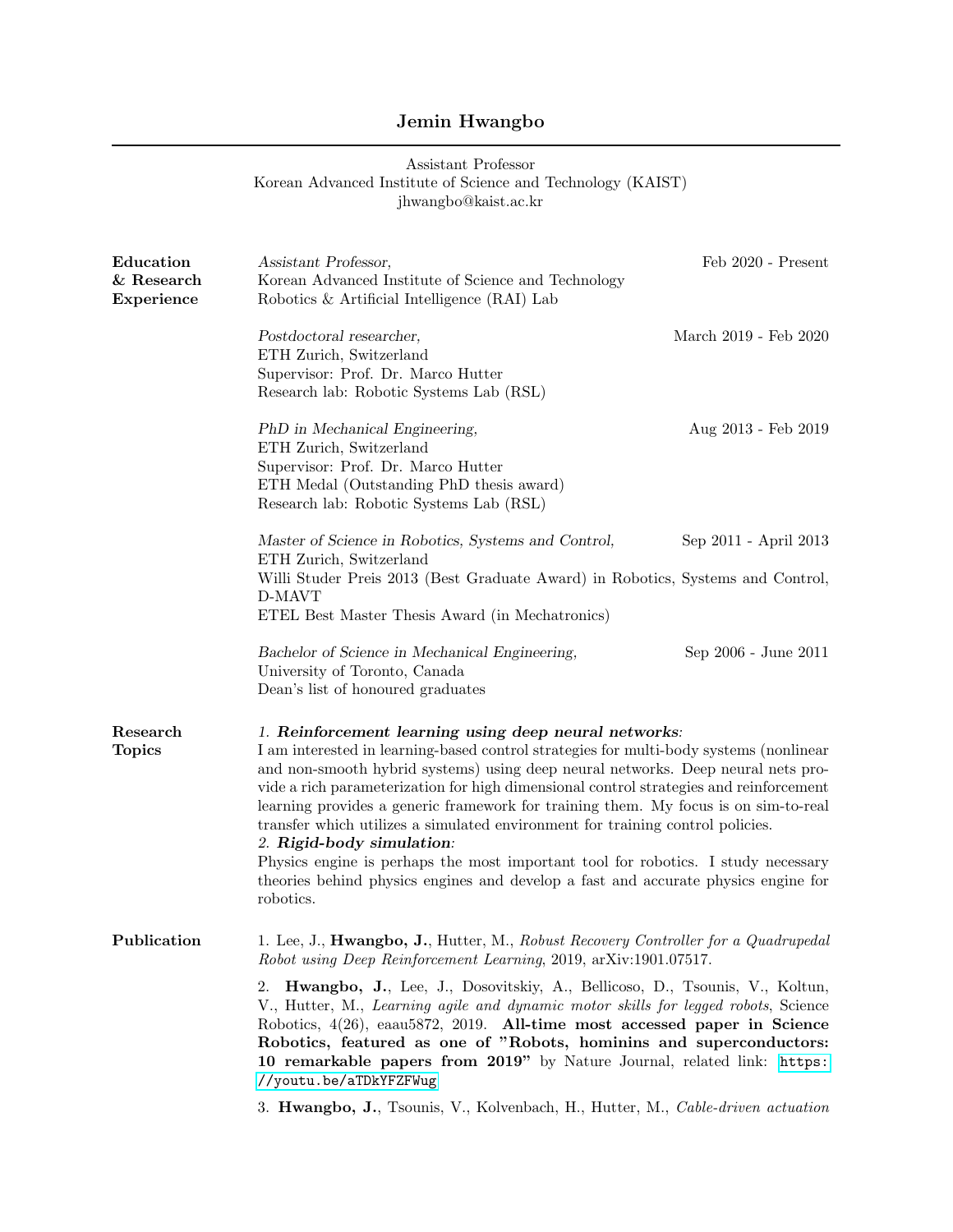# Jemin Hwangbo

Assistant Professor
Korean Advanced Institute of Science and Technology (KAIST)
jhwangbo@kaist.ac.kr

## Education & Research Experience

*Assistant Professor,* — Feb 2020 - Present
Korean Advanced Institute of Science and Technology
Robotics & Artificial Intelligence (RAI) Lab

*Postdoctoral researcher,* — March 2019 - Feb 2020
ETH Zurich, Switzerland
Supervisor: Prof. Dr. Marco Hutter
Research lab: Robotic Systems Lab (RSL)

*PhD in Mechanical Engineering,* — Aug 2013 - Feb 2019
ETH Zurich, Switzerland
Supervisor: Prof. Dr. Marco Hutter
ETH Medal (Outstanding PhD thesis award)
Research lab: Robotic Systems Lab (RSL)

*Master of Science in Robotics, Systems and Control,* — Sep 2011 - April 2013
ETH Zurich, Switzerland
Willi Studer Preis 2013 (Best Graduate Award) in Robotics, Systems and Control, D-MAVT
ETEL Best Master Thesis Award (in Mechatronics)

*Bachelor of Science in Mechanical Engineering,* — Sep 2006 - June 2011
University of Toronto, Canada
Dean's list of honoured graduates

## Research Topics

*1. **Reinforcement learning using deep neural networks**:*
I am interested in learning-based control strategies for multi-body systems (nonlinear and non-smooth hybrid systems) using deep neural networks. Deep neural nets provide a rich parameterization for high dimensional control strategies and reinforcement learning provides a generic framework for training them. My focus is on sim-to-real transfer which utilizes a simulated environment for training control policies.

*2. **Rigid-body simulation**:*
Physics engine is perhaps the most important tool for robotics. I study necessary theories behind physics engines and develop a fast and accurate physics engine for robotics.

## Publication

1. Lee, J., **Hwangbo, J.**, Hutter, M., *Robust Recovery Controller for a Quadrupedal Robot using Deep Reinforcement Learning*, 2019, arXiv:1901.07517.

2. **Hwangbo, J.**, Lee, J., Dosovitskiy, A., Bellicoso, D., Tsounis, V., Koltun, V., Hutter, M., *Learning agile and dynamic motor skills for legged robots*, Science Robotics, 4(26), eaau5872, 2019. **All-time most accessed paper in Science Robotics, featured as one of "Robots, hominins and superconductors: 10 remarkable papers from 2019"** by Nature Journal, related link: https://youtu.be/aTDkYFZFWug

3. **Hwangbo, J.**, Tsounis, V., Kolvenbach, H., Hutter, M., *Cable-driven actuation*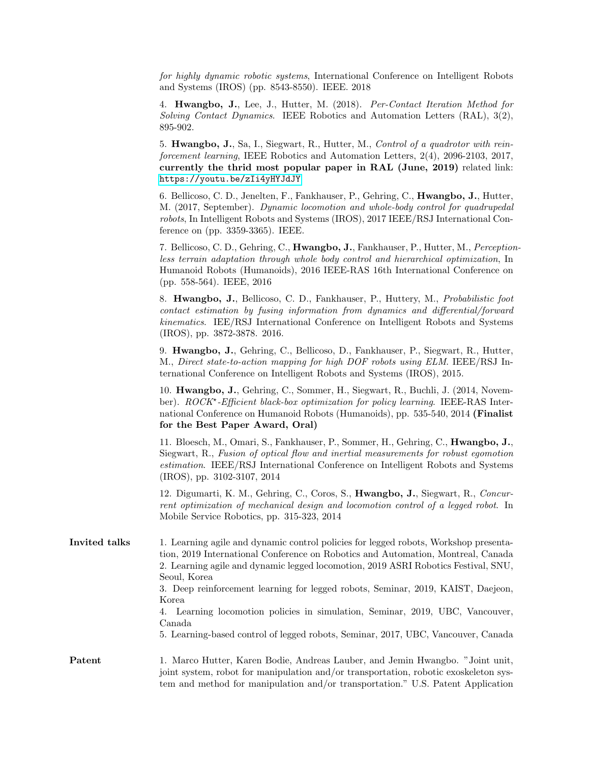*for highly dynamic robotic systems*, International Conference on Intelligent Robots and Systems (IROS) (pp. 8543-8550). IEEE. 2018

4. **Hwangbo, J.**, Lee, J., Hutter, M. (2018). *Per-Contact Iteration Method for Solving Contact Dynamics*. IEEE Robotics and Automation Letters (RAL), 3(2), 895-902.

5. **Hwangbo, J.**, Sa, I., Siegwart, R., Hutter, M., *Control of a quadrotor with reinforcement learning*, IEEE Robotics and Automation Letters, 2(4), 2096-2103, 2017, **currently the thrid most popular paper in RAL (June, 2019)** related link: `https://youtu.be/zIi4yHYJdJY`

6. Bellicoso, C. D., Jenelten, F., Fankhauser, P., Gehring, C., **Hwangbo, J.**, Hutter, M. (2017, September). *Dynamic locomotion and whole-body control for quadrupedal robots*, In Intelligent Robots and Systems (IROS), 2017 IEEE/RSJ International Conference on (pp. 3359-3365). IEEE.

7. Bellicoso, C. D., Gehring, C., **Hwangbo, J.**, Fankhauser, P., Hutter, M., *Perceptionless terrain adaptation through whole body control and hierarchical optimization*, In Humanoid Robots (Humanoids), 2016 IEEE-RAS 16th International Conference on (pp. 558-564). IEEE, 2016

8. **Hwangbo, J.**, Bellicoso, C. D., Fankhauser, P., Huttery, M., *Probabilistic foot contact estimation by fusing information from dynamics and differential/forward kinematics*. IEE/RSJ International Conference on Intelligent Robots and Systems (IROS), pp. 3872-3878. 2016.

9. **Hwangbo, J.**, Gehring, C., Bellicoso, D., Fankhauser, P., Siegwart, R., Hutter, M., *Direct state-to-action mapping for high DOF robots using ELM*. IEEE/RSJ International Conference on Intelligent Robots and Systems (IROS), 2015.

10. **Hwangbo, J.**, Gehring, C., Sommer, H., Siegwart, R., Buchli, J. (2014, November). *ROCK$^\star$-Efficient black-box optimization for policy learning*. IEEE-RAS International Conference on Humanoid Robots (Humanoids), pp. 535-540, 2014 **(Finalist for the Best Paper Award, Oral)**

11. Bloesch, M., Omari, S., Fankhauser, P., Sommer, H., Gehring, C., **Hwangbo, J.**, Siegwart, R., *Fusion of optical flow and inertial measurements for robust egomotion estimation*. IEEE/RSJ International Conference on Intelligent Robots and Systems (IROS), pp. 3102-3107, 2014

12. Digumarti, K. M., Gehring, C., Coros, S., **Hwangbo, J.**, Siegwart, R., *Concurrent optimization of mechanical design and locomotion control of a legged robot*. In Mobile Service Robotics, pp. 315-323, 2014

**Invited talks**

1. Learning agile and dynamic control policies for legged robots, Workshop presentation, 2019 International Conference on Robotics and Automation, Montreal, Canada
2. Learning agile and dynamic legged locomotion, 2019 ASRI Robotics Festival, SNU, Seoul, Korea
3. Deep reinforcement learning for legged robots, Seminar, 2019, KAIST, Daejeon, Korea
4. Learning locomotion policies in simulation, Seminar, 2019, UBC, Vancouver, Canada
5. Learning-based control of legged robots, Seminar, 2017, UBC, Vancouver, Canada

**Patent**

1. Marco Hutter, Karen Bodie, Andreas Lauber, and Jemin Hwangbo. "Joint unit, joint system, robot for manipulation and/or transportation, robotic exoskeleton system and method for manipulation and/or transportation." U.S. Patent Application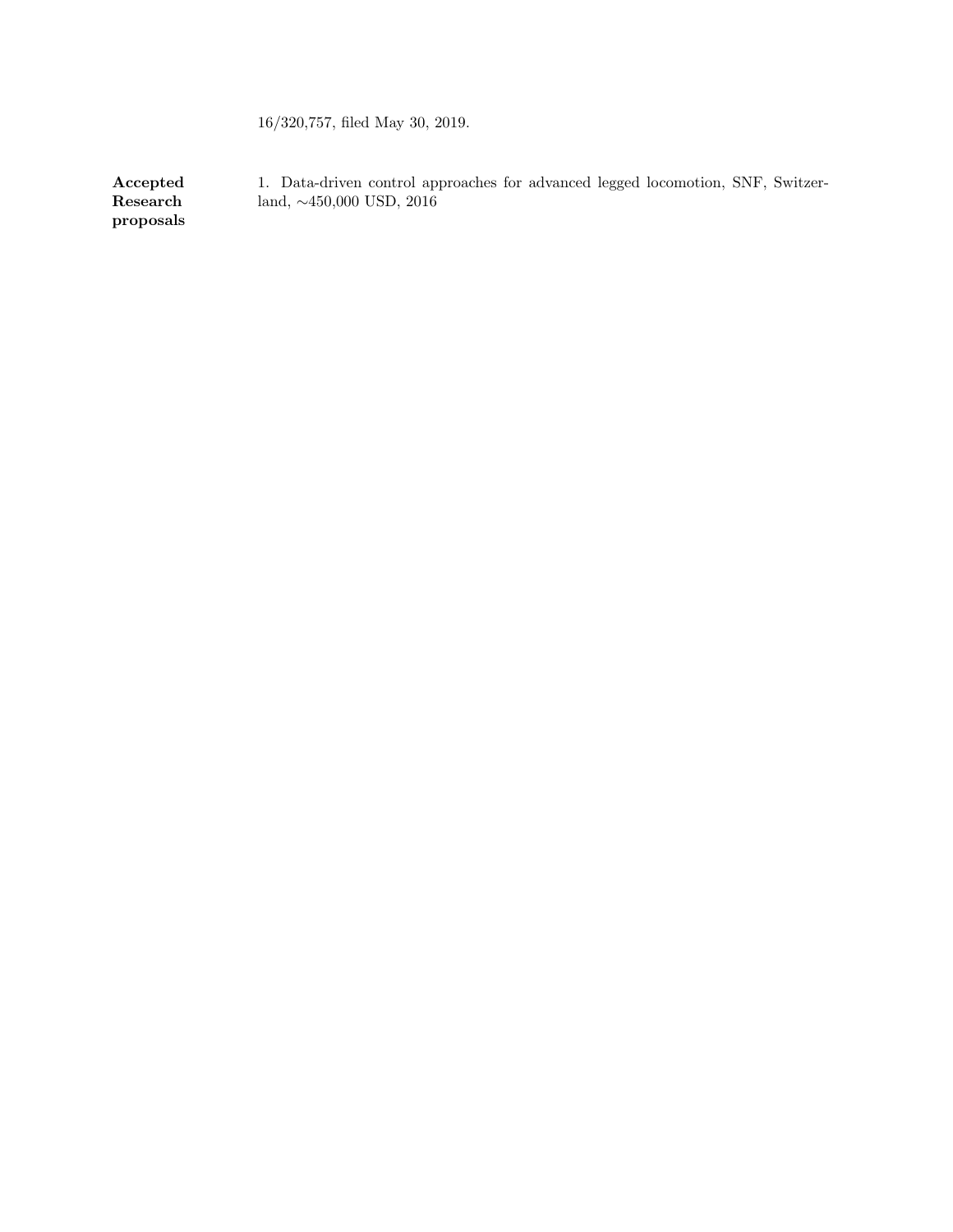16/320,757, filed May 30, 2019.

**Accepted Research proposals**

1. Data-driven control approaches for advanced legged locomotion, SNF, Switzerland, ∼450,000 USD, 2016